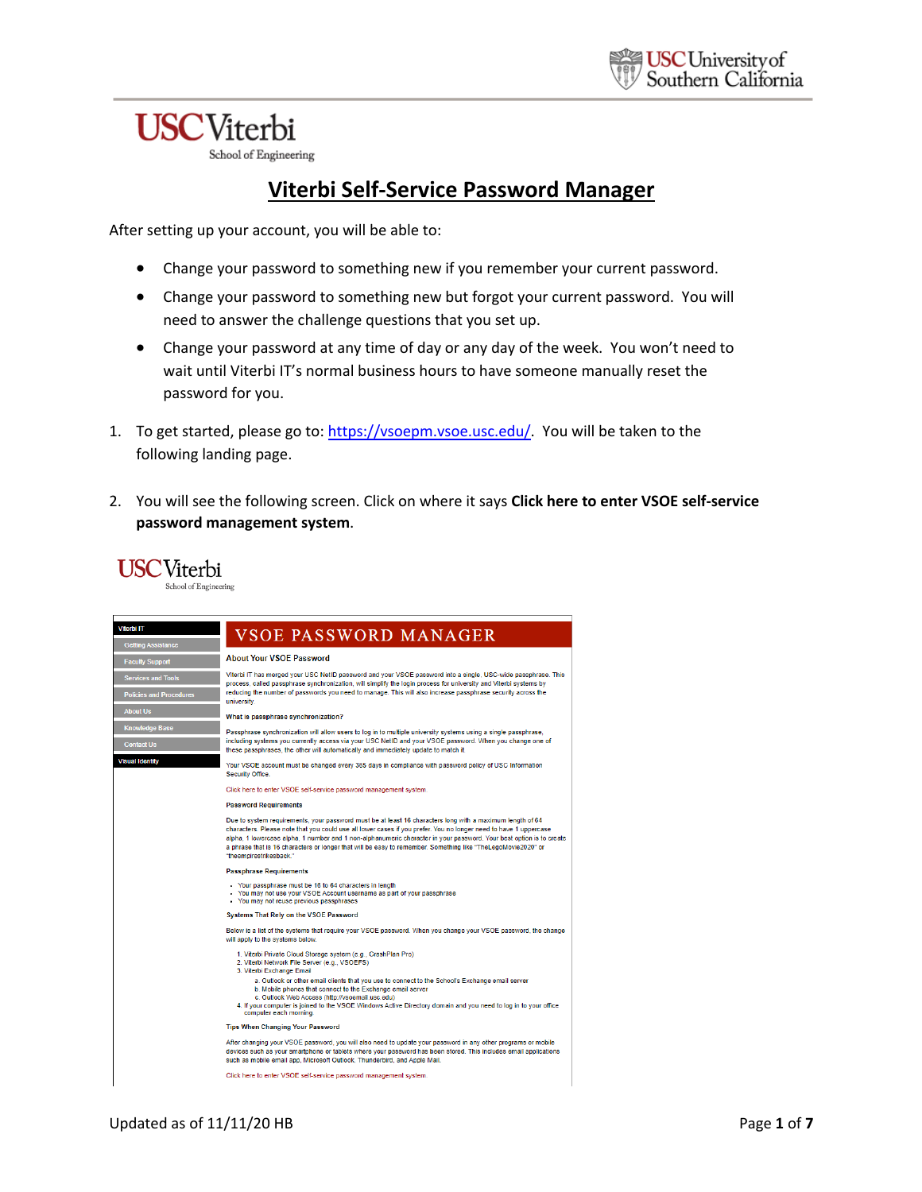# Viterbi Self-Service Password Manager

After setting up your account, you will be able to:

- Change your password to something new if you remember your current password.
- Change your password to something new but forgot your current password. You will need to answer the challenge questions that you set up.
- Change your password at any time of day or any day of the week. You won't need to wait until Viterbi IT's normal business hours to have someone manually reset the password for you.

1. To get started, please go to: [https://vsoepm.vsoe.usc.edu/](https://vsoepm.vsoe.usc.edu/). You will be taken to the following landing page.

2. You will see the following screen. Click on where it says **Click here to enter VSOE self-service password management system**.

USC Viterbi School of Engineering

Viterbi IT
- Getting Assistance
- Faculty Support
- Services and Tools
- Policies and Procedures
- About Us
- Knowledge Base
- Contact Us

Visual Identity

## VSOE PASSWORD MANAGER

About Your VSOE Password

Viterbi IT has merged your USC NetID password and your VSOE password into a single, USC-wide passphrase. This process, called passphrase synchronization, will simplify the login process for university and Viterbi systems by reducing the number of passwords you need to manage. This will also increase passphrase security across the university.

What is passphrase synchronization?

Passphrase synchronization will allow users to log in to multiple university systems using a single passphrase, including systems you currently access via your USC NetID password and your VSOE password. When you change one of these passphrases, the other will automatically and immediately update to match it.

Your VSOE account must be changed every 365 days in compliance with password policy of USC Information Security Office.

Click here to enter VSOE self-service password management system

Password Requirements

Due to system requirements, your password must be at least 16 characters long with a maximum length of 64 characters. Please note that you could use all lower cases if you prefer. You no longer need to have 1 uppercase alpha, 1 lowercase alpha, 1 number and 1 non-alphanumeric character in your password. Your best option is to create a phrase that is 16 characters or longer that will be easy to remember. Something like "TheLegoMovie2020" or "theempirestrikesback."

Passphrase Requirements

- Your passphrase must be 16 to 64 characters in length
- You may not use your VSOE Account username as part of your passphrase
- You may not reuse previous passphrases

Systems That Rely on the VSOE Password

Below is a list of the systems that require your VSOE password. When you change your VSOE password, the change will apply to the systems below.

1. Viterbi Private Cloud Storage system (e.g., CrashPlan Pro)
2. Viterbi Network File Server (e.g., VSOEFS)
3. Viterbi Exchange Email
   a. Outlook or other email clients that you use to connect to the School's Exchange email server
   b. Mobile phones that connect to the Exchange email server
   c. Outlook Web Access (http://vsoemail.usc.edu)
4. If your computer is joined to the VSOE Windows Active Directory domain and you need to log in to your office computer each morning

Tips When Changing Your Password

After changing your VSOE password, you will also need to update your password in any other programs or mobile devices such as your smartphone or tablets where your password has been stored. This includes email applications such as mobile email app, Microsoft Outlook, Thunderbird, and Apple Mail.

Click here to enter VSOE self-service password management system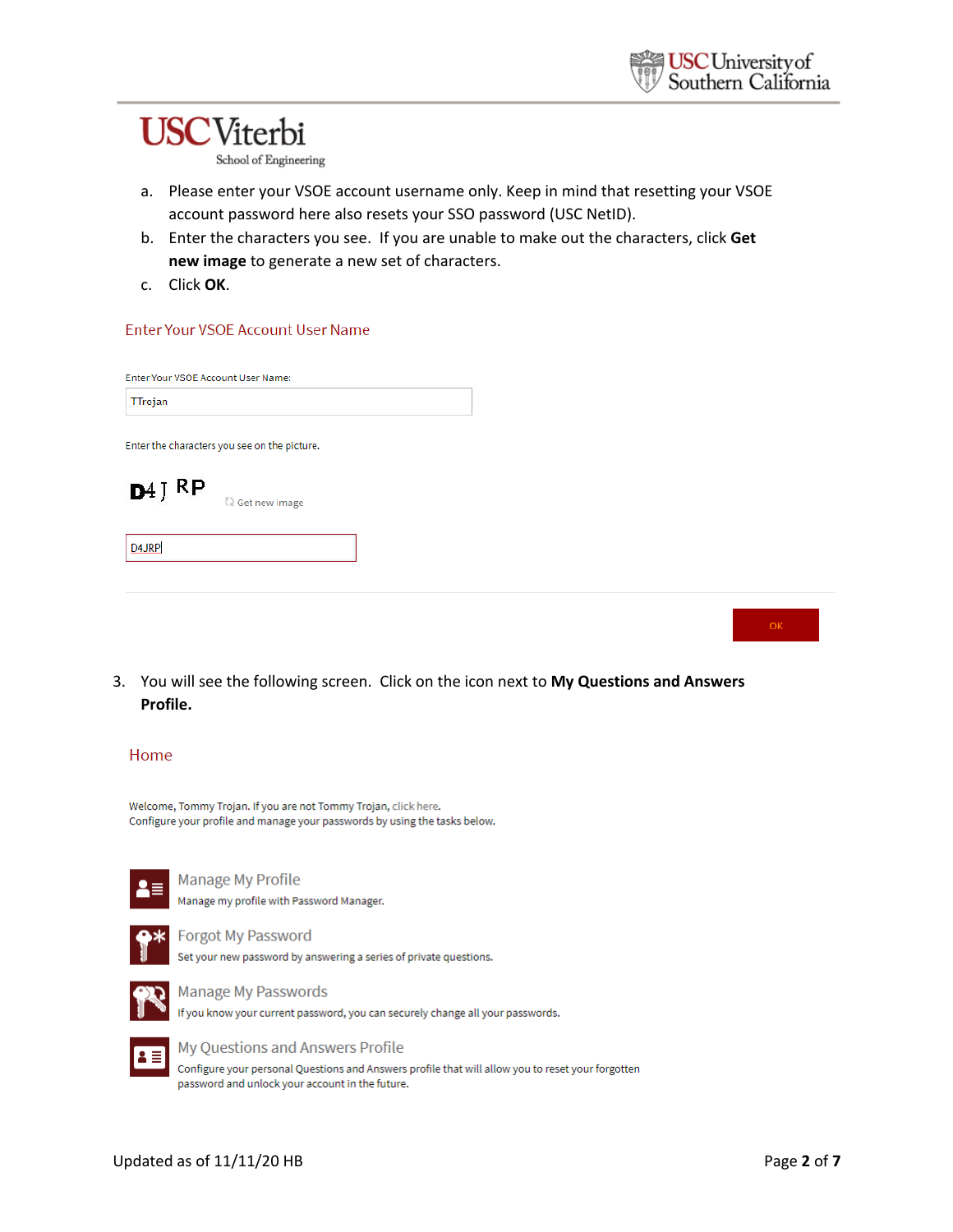a. Please enter your VSOE account username only. Keep in mind that resetting your VSOE account password here also resets your SSO password (USC NetID).
b. Enter the characters you see. If you are unable to make out the characters, click **Get new image** to generate a new set of characters.
c. Click **OK**.

Enter Your VSOE Account User Name

Enter Your VSOE Account User Name:

TTrojan

Enter the characters you see on the picture.

D4 J RP

Get new image

D4JRP

OK

3. You will see the following screen. Click on the icon next to **My Questions and Answers Profile.**

Home

Welcome, Tommy Trojan. If you are not Tommy Trojan, click here.
Configure your profile and manage your passwords by using the tasks below.

Manage My Profile
Manage my profile with Password Manager.

Forgot My Password
Set your new password by answering a series of private questions.

Manage My Passwords
If you know your current password, you can securely change all your passwords.

My Questions and Answers Profile
Configure your personal Questions and Answers profile that will allow you to reset your forgotten password and unlock your account in the future.

Updated as of 11/11/20 HB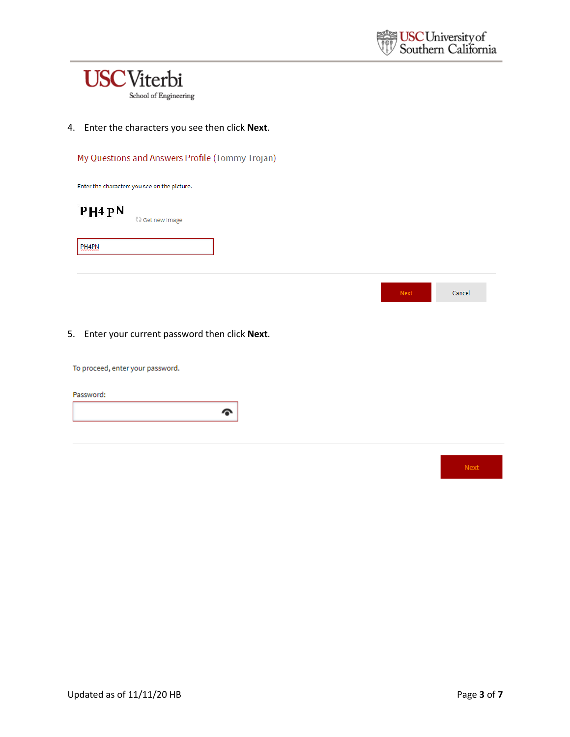4. Enter the characters you see then click **Next**.

My Questions and Answers Profile (Tommy Trojan)

Enter the characters you see on the picture.

PH4PN

Get new image

PH4PN

Next   Cancel

5. Enter your current password then click **Next**.

To proceed, enter your password.

Password:

Next

Updated as of 11/11/20 HB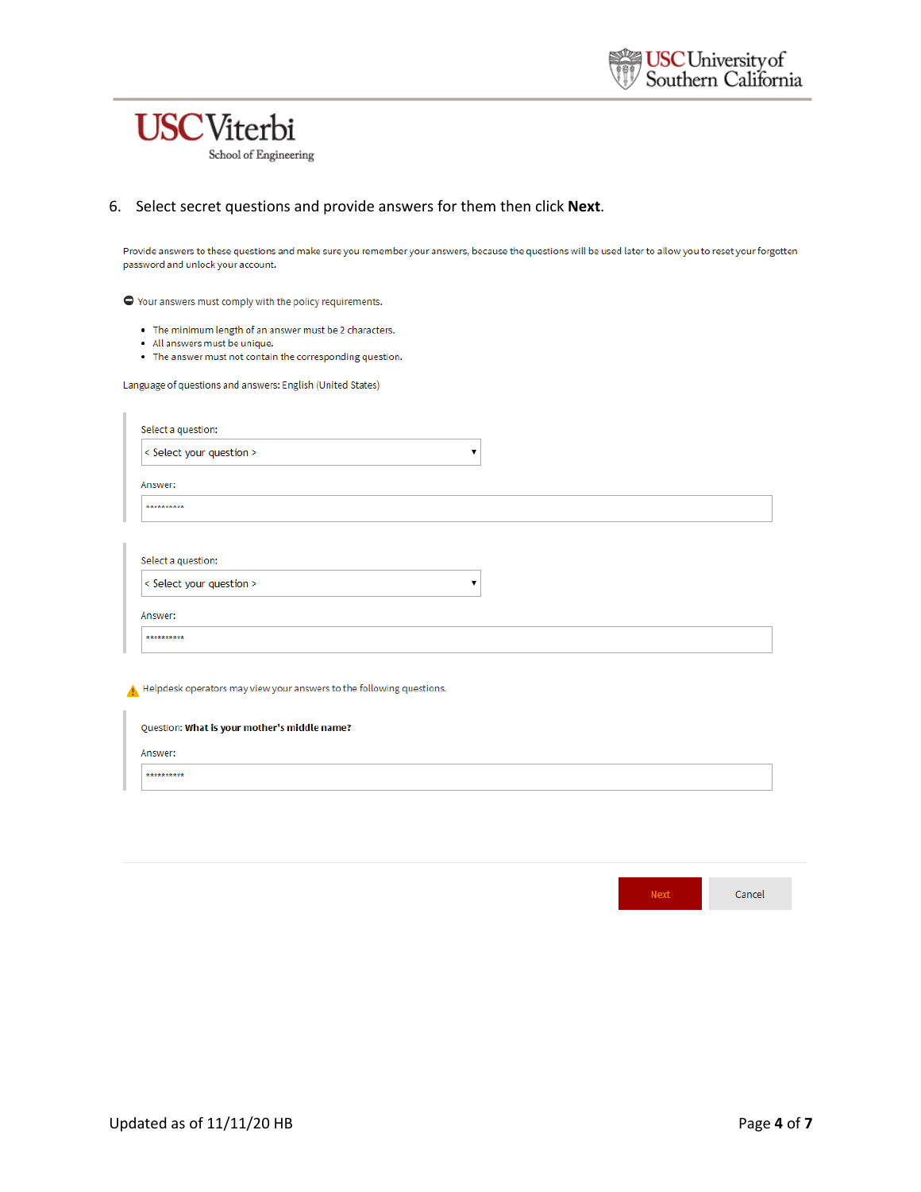6. Select secret questions and provide answers for them then click **Next**.

Provide answers to these questions and make sure you remember your answers, because the questions will be used later to allow you to reset your forgotten password and unlock your account.

Your answers must comply with the policy requirements.

- The minimum length of an answer must be 2 characters.
- All answers must be unique.
- The answer must not contain the corresponding question.

Language of questions and answers: English (United States)

Select a question:

< Select your question >

Answer:

**********

Select a question:

< Select your question >

Answer:

**********

Helpdesk operators may view your answers to the following questions.

Question: **What is your mother's middle name?**

Answer:

**********

Next Cancel

Updated as of 11/11/20 HB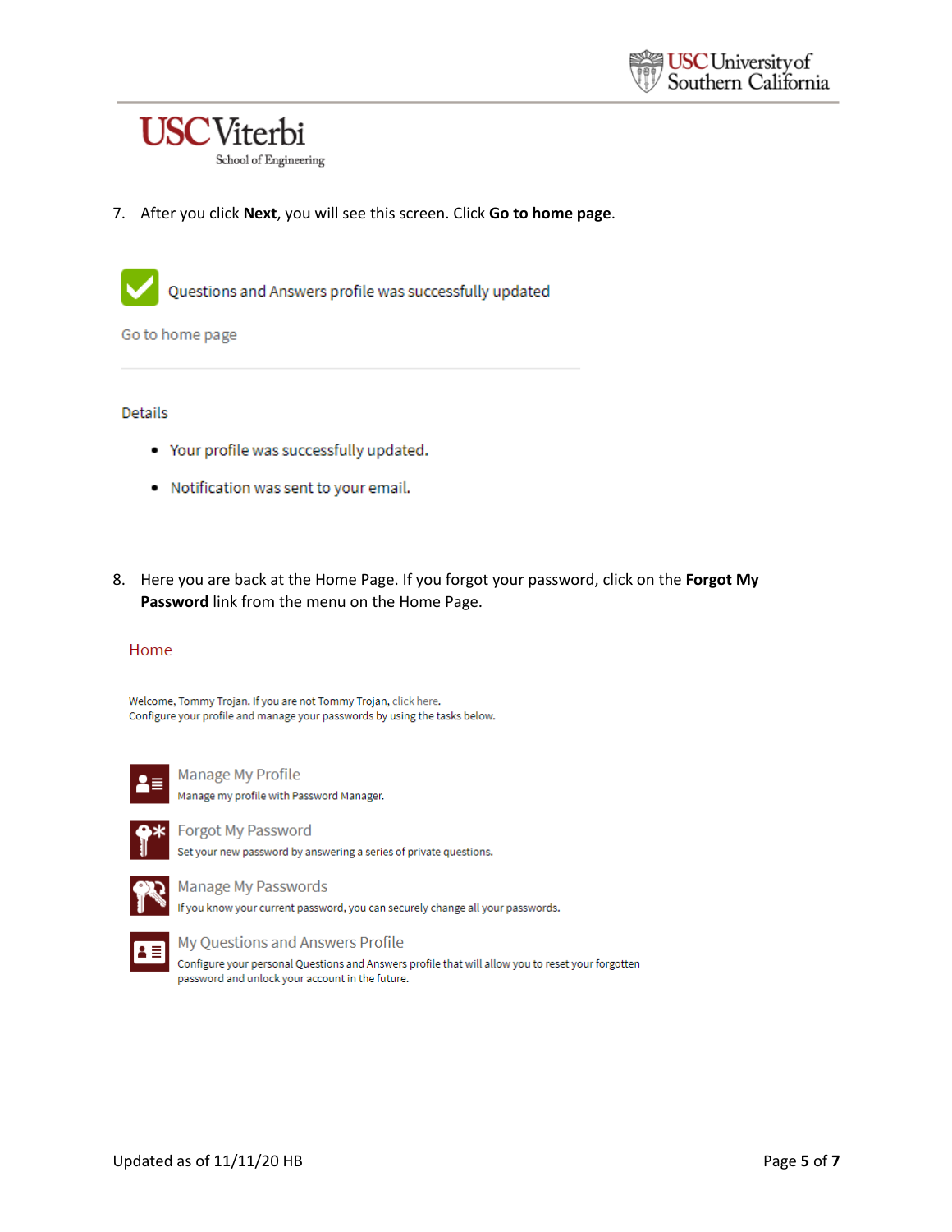7. After you click **Next**, you will see this screen. Click **Go to home page**.

Questions and Answers profile was successfully updated

Go to home page

Details

- Your profile was successfully updated.
- Notification was sent to your email.

8. Here you are back at the Home Page. If you forgot your password, click on the **Forgot My Password** link from the menu on the Home Page.

Home

Welcome, Tommy Trojan. If you are not Tommy Trojan, click here.
Configure your profile and manage your passwords by using the tasks below.

Manage My Profile
Manage my profile with Password Manager.

Forgot My Password
Set your new password by answering a series of private questions.

Manage My Passwords
If you know your current password, you can securely change all your passwords.

My Questions and Answers Profile
Configure your personal Questions and Answers profile that will allow you to reset your forgotten password and unlock your account in the future.

Updated as of 11/11/20 HB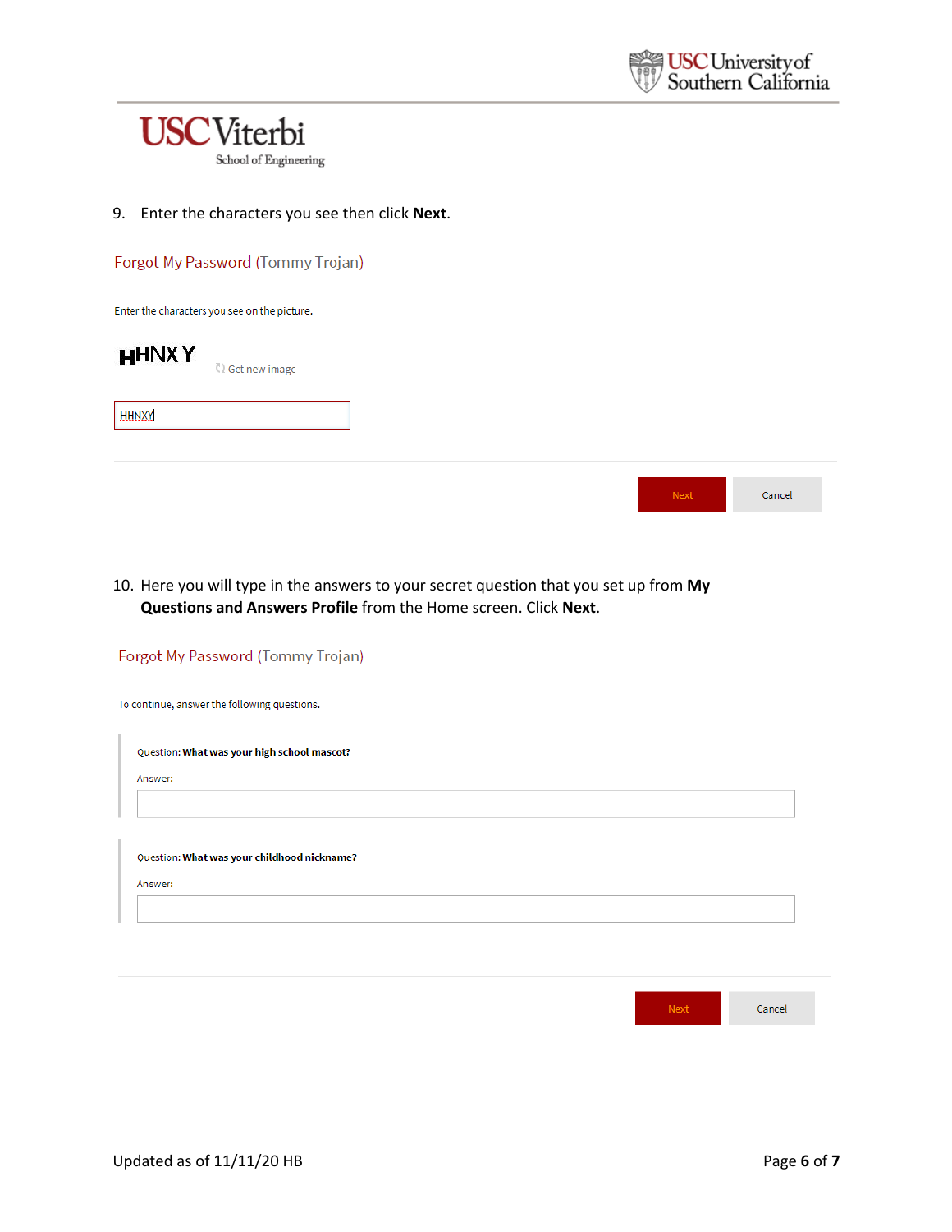9. Enter the characters you see then click **Next**.

Forgot My Password (Tommy Trojan)

Enter the characters you see on the picture.

HHNXY Get new image

HHNXY

Next Cancel

10. Here you will type in the answers to your secret question that you set up from **My Questions and Answers Profile** from the Home screen. Click **Next**.

Forgot My Password (Tommy Trojan)

To continue, answer the following questions.

Question: **What was your high school mascot?**

Answer:

Question: **What was your childhood nickname?**

Answer:

Next Cancel

Updated as of 11/11/20 HB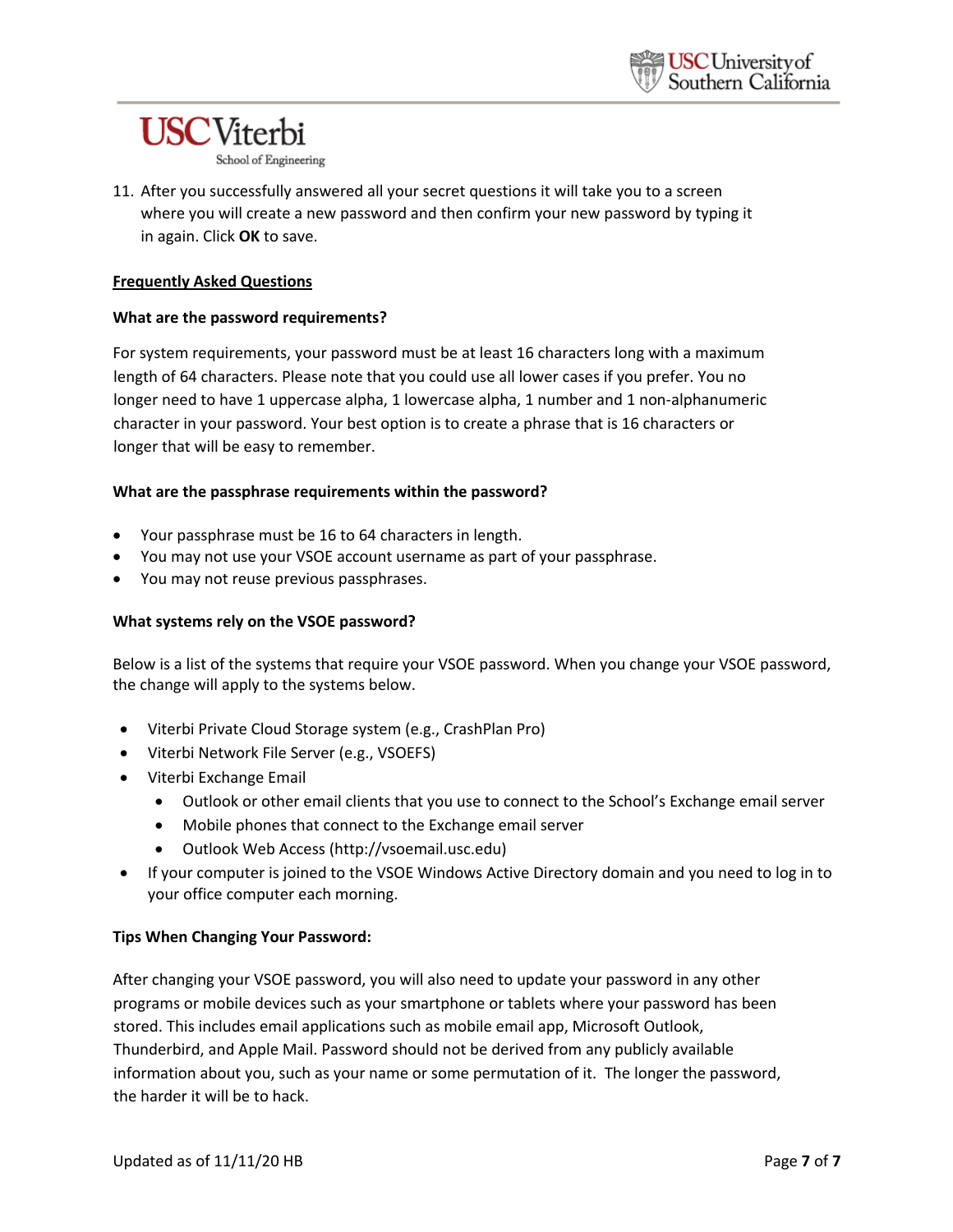11. After you successfully answered all your secret questions it will take you to a screen where you will create a new password and then confirm your new password by typing it in again. Click **OK** to save.

## Frequently Asked Questions

### What are the password requirements?

For system requirements, your password must be at least 16 characters long with a maximum length of 64 characters. Please note that you could use all lower cases if you prefer. You no longer need to have 1 uppercase alpha, 1 lowercase alpha, 1 number and 1 non-alphanumeric character in your password. Your best option is to create a phrase that is 16 characters or longer that will be easy to remember.

### What are the passphrase requirements within the password?

- Your passphrase must be 16 to 64 characters in length.
- You may not use your VSOE account username as part of your passphrase.
- You may not reuse previous passphrases.

### What systems rely on the VSOE password?

Below is a list of the systems that require your VSOE password. When you change your VSOE password, the change will apply to the systems below.

- Viterbi Private Cloud Storage system (e.g., CrashPlan Pro)
- Viterbi Network File Server (e.g., VSOEFS)
- Viterbi Exchange Email
  - Outlook or other email clients that you use to connect to the School's Exchange email server
  - Mobile phones that connect to the Exchange email server
  - Outlook Web Access (http://vsoemail.usc.edu)
- If your computer is joined to the VSOE Windows Active Directory domain and you need to log in to your office computer each morning.

### Tips When Changing Your Password:

After changing your VSOE password, you will also need to update your password in any other programs or mobile devices such as your smartphone or tablets where your password has been stored. This includes email applications such as mobile email app, Microsoft Outlook, Thunderbird, and Apple Mail. Password should not be derived from any publicly available information about you, such as your name or some permutation of it. The longer the password, the harder it will be to hack.

Updated as of 11/11/20 HB